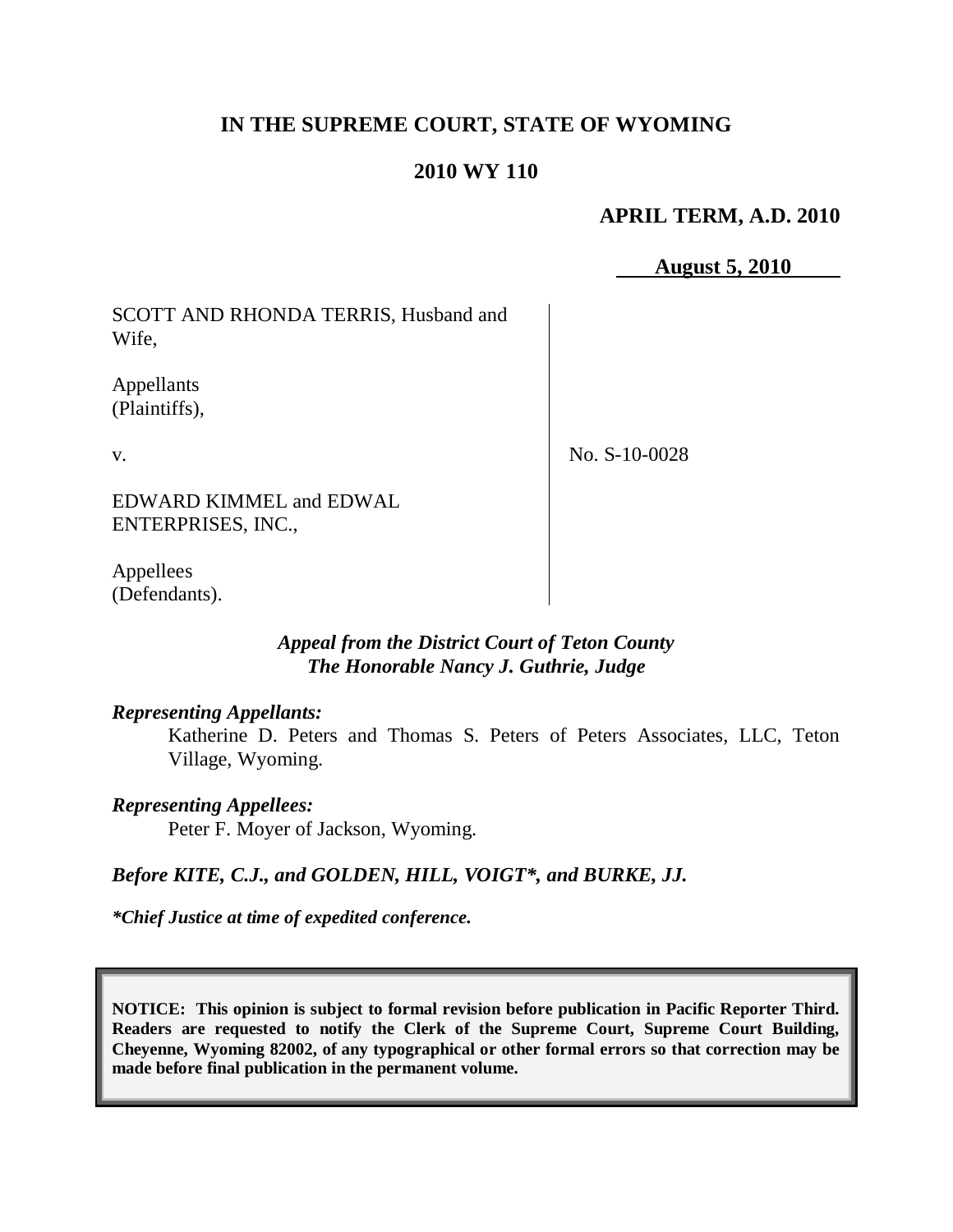# IN THE SUPREME COURT, STATE OF WYOMING

## 2010 WY 110

**APRIL TERM, A.D. 2010**

**August 5, 2010**

| | |
|---|---|
| SCOTT AND RHONDA TERRIS, Husband and Wife,<br><br>Appellants (Plaintiffs),<br><br>v.<br><br>EDWARD KIMMEL and EDWAL ENTERPRISES, INC.,<br><br>Appellees (Defendants). | No. S-10-0028 |

***Appeal from the District Court of Teton County***
***The Honorable Nancy J. Guthrie, Judge***

***Representing Appellants:***

Katherine D. Peters and Thomas S. Peters of Peters Associates, LLC, Teton Village, Wyoming.

***Representing Appellees:***

Peter F. Moyer of Jackson, Wyoming.

***Before KITE, C.J., and GOLDEN, HILL, VOIGT\*, and BURKE, JJ.***

***\*Chief Justice at time of expedited conference.***

**NOTICE: This opinion is subject to formal revision before publication in Pacific Reporter Third. Readers are requested to notify the Clerk of the Supreme Court, Supreme Court Building, Cheyenne, Wyoming 82002, of any typographical or other formal errors so that correction may be made before final publication in the permanent volume.**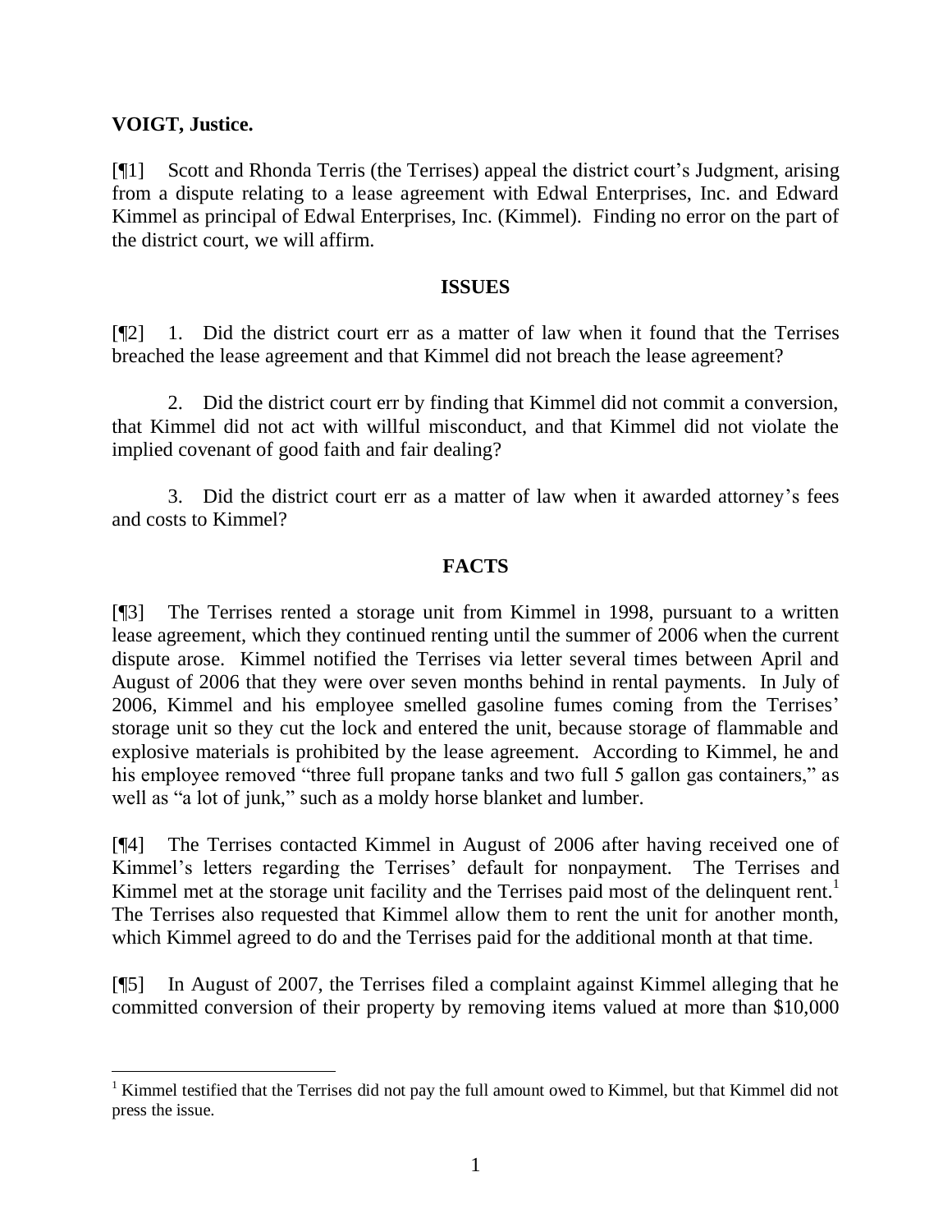**VOIGT, Justice.**

[¶1] Scott and Rhonda Terris (the Terrises) appeal the district court's Judgment, arising from a dispute relating to a lease agreement with Edwal Enterprises, Inc. and Edward Kimmel as principal of Edwal Enterprises, Inc. (Kimmel). Finding no error on the part of the district court, we will affirm.

## ISSUES

[¶2] 1. Did the district court err as a matter of law when it found that the Terrises breached the lease agreement and that Kimmel did not breach the lease agreement?

2. Did the district court err by finding that Kimmel did not commit a conversion, that Kimmel did not act with willful misconduct, and that Kimmel did not violate the implied covenant of good faith and fair dealing?

3. Did the district court err as a matter of law when it awarded attorney's fees and costs to Kimmel?

## FACTS

[¶3] The Terrises rented a storage unit from Kimmel in 1998, pursuant to a written lease agreement, which they continued renting until the summer of 2006 when the current dispute arose. Kimmel notified the Terrises via letter several times between April and August of 2006 that they were over seven months behind in rental payments. In July of 2006, Kimmel and his employee smelled gasoline fumes coming from the Terrises' storage unit so they cut the lock and entered the unit, because storage of flammable and explosive materials is prohibited by the lease agreement. According to Kimmel, he and his employee removed "three full propane tanks and two full 5 gallon gas containers," as well as "a lot of junk," such as a moldy horse blanket and lumber.

[¶4] The Terrises contacted Kimmel in August of 2006 after having received one of Kimmel's letters regarding the Terrises' default for nonpayment. The Terrises and Kimmel met at the storage unit facility and the Terrises paid most of the delinquent rent.[1] The Terrises also requested that Kimmel allow them to rent the unit for another month, which Kimmel agreed to do and the Terrises paid for the additional month at that time.

[¶5] In August of 2007, the Terrises filed a complaint against Kimmel alleging that he committed conversion of their property by removing items valued at more than $10,000

---

[1] Kimmel testified that the Terrises did not pay the full amount owed to Kimmel, but that Kimmel did not press the issue.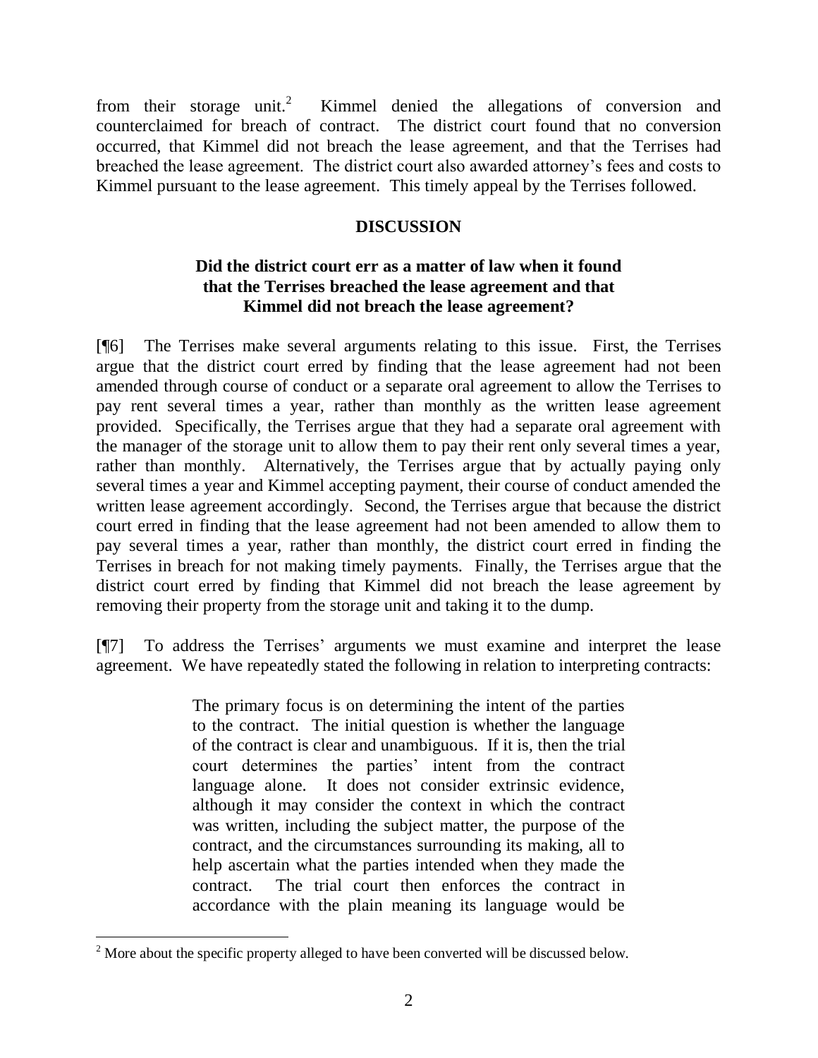from their storage unit.[2] Kimmel denied the allegations of conversion and counterclaimed for breach of contract. The district court found that no conversion occurred, that Kimmel did not breach the lease agreement, and that the Terrises had breached the lease agreement. The district court also awarded attorney's fees and costs to Kimmel pursuant to the lease agreement. This timely appeal by the Terrises followed.

## DISCUSSION

### Did the district court err as a matter of law when it found that the Terrises breached the lease agreement and that Kimmel did not breach the lease agreement?

[¶6] The Terrises make several arguments relating to this issue. First, the Terrises argue that the district court erred by finding that the lease agreement had not been amended through course of conduct or a separate oral agreement to allow the Terrises to pay rent several times a year, rather than monthly as the written lease agreement provided. Specifically, the Terrises argue that they had a separate oral agreement with the manager of the storage unit to allow them to pay their rent only several times a year, rather than monthly. Alternatively, the Terrises argue that by actually paying only several times a year and Kimmel accepting payment, their course of conduct amended the written lease agreement accordingly. Second, the Terrises argue that because the district court erred in finding that the lease agreement had not been amended to allow them to pay several times a year, rather than monthly, the district court erred in finding the Terrises in breach for not making timely payments. Finally, the Terrises argue that the district court erred by finding that Kimmel did not breach the lease agreement by removing their property from the storage unit and taking it to the dump.

[¶7] To address the Terrises' arguments we must examine and interpret the lease agreement. We have repeatedly stated the following in relation to interpreting contracts:

> The primary focus is on determining the intent of the parties to the contract. The initial question is whether the language of the contract is clear and unambiguous. If it is, then the trial court determines the parties' intent from the contract language alone. It does not consider extrinsic evidence, although it may consider the context in which the contract was written, including the subject matter, the purpose of the contract, and the circumstances surrounding its making, all to help ascertain what the parties intended when they made the contract. The trial court then enforces the contract in accordance with the plain meaning its language would be

[2] More about the specific property alleged to have been converted will be discussed below.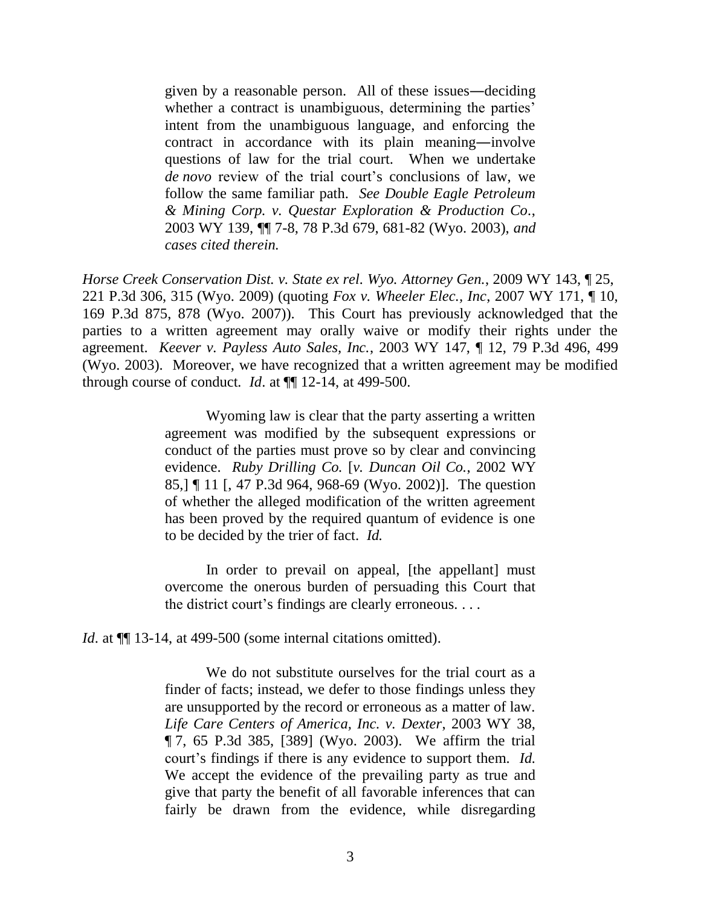> given by a reasonable person. All of these issues—deciding whether a contract is unambiguous, determining the parties' intent from the unambiguous language, and enforcing the contract in accordance with its plain meaning—involve questions of law for the trial court. When we undertake *de novo* review of the trial court's conclusions of law, we follow the same familiar path. *See Double Eagle Petroleum & Mining Corp. v. Questar Exploration & Production Co.*, 2003 WY 139, ¶¶ 7-8, 78 P.3d 679, 681-82 (Wyo. 2003), *and cases cited therein.*

*Horse Creek Conservation Dist. v. State ex rel. Wyo. Attorney Gen.*, 2009 WY 143, ¶ 25, 221 P.3d 306, 315 (Wyo. 2009) (quoting *Fox v. Wheeler Elec., Inc*, 2007 WY 171, ¶ 10, 169 P.3d 875, 878 (Wyo. 2007)). This Court has previously acknowledged that the parties to a written agreement may orally waive or modify their rights under the agreement. *Keever v. Payless Auto Sales, Inc.*, 2003 WY 147, ¶ 12, 79 P.3d 496, 499 (Wyo. 2003). Moreover, we have recognized that a written agreement may be modified through course of conduct. *Id*. at ¶¶ 12-14, at 499-500.

> Wyoming law is clear that the party asserting a written agreement was modified by the subsequent expressions or conduct of the parties must prove so by clear and convincing evidence. *Ruby Drilling Co.* [*v. Duncan Oil Co.*, 2002 WY 85,] ¶ 11 [, 47 P.3d 964, 968-69 (Wyo. 2002)]. The question of whether the alleged modification of the written agreement has been proved by the required quantum of evidence is one to be decided by the trier of fact. *Id.*
>
> In order to prevail on appeal, [the appellant] must overcome the onerous burden of persuading this Court that the district court's findings are clearly erroneous. . . .

*Id*. at ¶¶ 13-14, at 499-500 (some internal citations omitted).

> We do not substitute ourselves for the trial court as a finder of facts; instead, we defer to those findings unless they are unsupported by the record or erroneous as a matter of law. *Life Care Centers of America, Inc. v. Dexter*, 2003 WY 38, ¶ 7, 65 P.3d 385, [389] (Wyo. 2003). We affirm the trial court's findings if there is any evidence to support them. *Id.* We accept the evidence of the prevailing party as true and give that party the benefit of all favorable inferences that can fairly be drawn from the evidence, while disregarding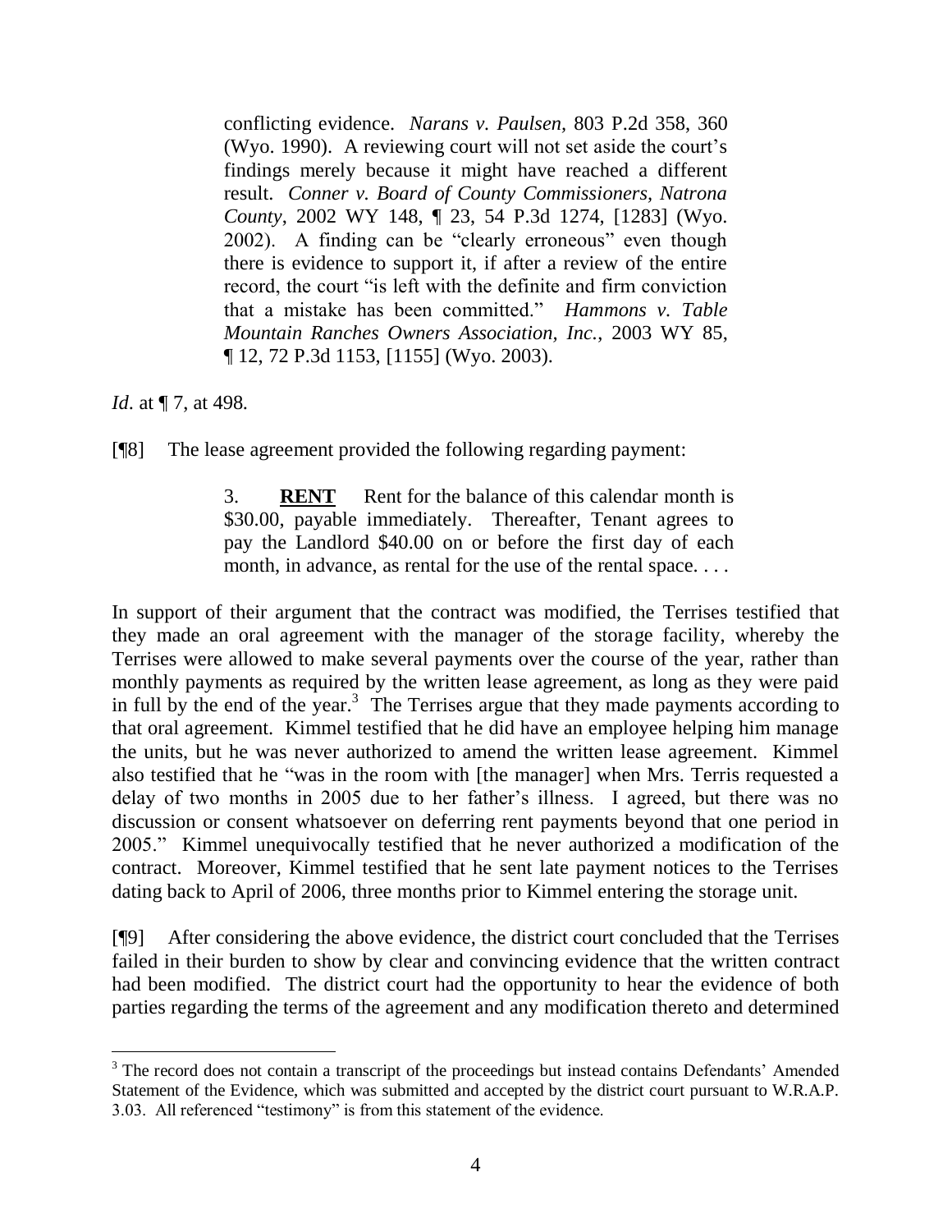> conflicting evidence. *Narans v. Paulsen*, 803 P.2d 358, 360 (Wyo. 1990). A reviewing court will not set aside the court's findings merely because it might have reached a different result. *Conner v. Board of County Commissioners, Natrona County*, 2002 WY 148, ¶ 23, 54 P.3d 1274, [1283] (Wyo. 2002). A finding can be "clearly erroneous" even though there is evidence to support it, if after a review of the entire record, the court "is left with the definite and firm conviction that a mistake has been committed." *Hammons v. Table Mountain Ranches Owners Association, Inc.*, 2003 WY 85, ¶ 12, 72 P.3d 1153, [1155] (Wyo. 2003).

*Id*. at ¶ 7, at 498.

[¶8] The lease agreement provided the following regarding payment:

> 3. **RENT** Rent for the balance of this calendar month is $30.00, payable immediately. Thereafter, Tenant agrees to pay the Landlord $40.00 on or before the first day of each month, in advance, as rental for the use of the rental space. . . .

In support of their argument that the contract was modified, the Terrises testified that they made an oral agreement with the manager of the storage facility, whereby the Terrises were allowed to make several payments over the course of the year, rather than monthly payments as required by the written lease agreement, as long as they were paid in full by the end of the year.[3] The Terrises argue that they made payments according to that oral agreement. Kimmel testified that he did have an employee helping him manage the units, but he was never authorized to amend the written lease agreement. Kimmel also testified that he "was in the room with [the manager] when Mrs. Terris requested a delay of two months in 2005 due to her father's illness. I agreed, but there was no discussion or consent whatsoever on deferring rent payments beyond that one period in 2005." Kimmel unequivocally testified that he never authorized a modification of the contract. Moreover, Kimmel testified that he sent late payment notices to the Terrises dating back to April of 2006, three months prior to Kimmel entering the storage unit.

[¶9] After considering the above evidence, the district court concluded that the Terrises failed in their burden to show by clear and convincing evidence that the written contract had been modified. The district court had the opportunity to hear the evidence of both parties regarding the terms of the agreement and any modification thereto and determined

---

[3] The record does not contain a transcript of the proceedings but instead contains Defendants' Amended Statement of the Evidence, which was submitted and accepted by the district court pursuant to W.R.A.P. 3.03. All referenced "testimony" is from this statement of the evidence.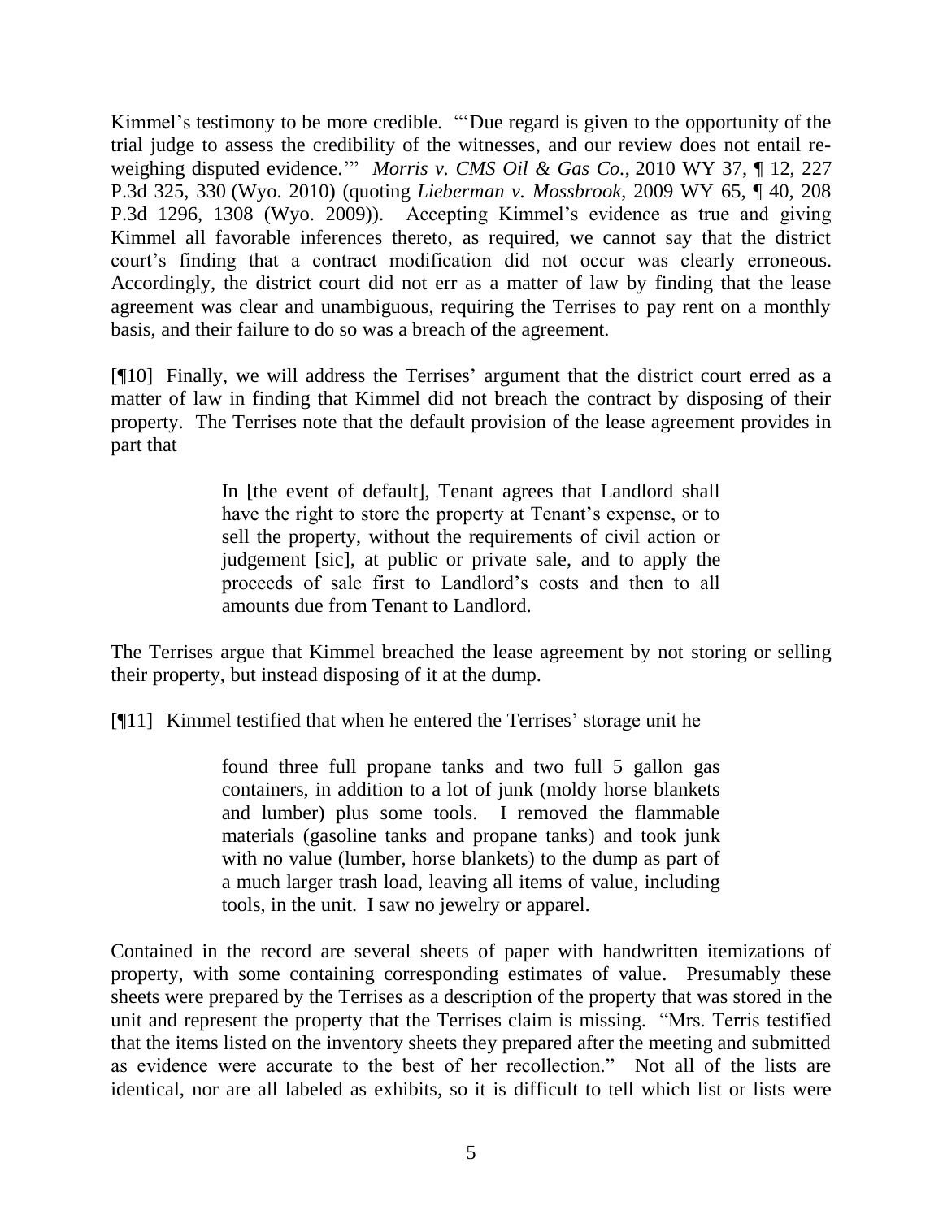Kimmel's testimony to be more credible. "'Due regard is given to the opportunity of the trial judge to assess the credibility of the witnesses, and our review does not entail re-weighing disputed evidence.'" *Morris v. CMS Oil & Gas Co.*, 2010 WY 37, ¶ 12, 227 P.3d 325, 330 (Wyo. 2010) (quoting *Lieberman v. Mossbrook*, 2009 WY 65, ¶ 40, 208 P.3d 1296, 1308 (Wyo. 2009)). Accepting Kimmel's evidence as true and giving Kimmel all favorable inferences thereto, as required, we cannot say that the district court's finding that a contract modification did not occur was clearly erroneous. Accordingly, the district court did not err as a matter of law by finding that the lease agreement was clear and unambiguous, requiring the Terrises to pay rent on a monthly basis, and their failure to do so was a breach of the agreement.

[¶10] Finally, we will address the Terrises' argument that the district court erred as a matter of law in finding that Kimmel did not breach the contract by disposing of their property. The Terrises note that the default provision of the lease agreement provides in part that

> In [the event of default], Tenant agrees that Landlord shall have the right to store the property at Tenant's expense, or to sell the property, without the requirements of civil action or judgement [sic], at public or private sale, and to apply the proceeds of sale first to Landlord's costs and then to all amounts due from Tenant to Landlord.

The Terrises argue that Kimmel breached the lease agreement by not storing or selling their property, but instead disposing of it at the dump.

[¶11] Kimmel testified that when he entered the Terrises' storage unit he

> found three full propane tanks and two full 5 gallon gas containers, in addition to a lot of junk (moldy horse blankets and lumber) plus some tools. I removed the flammable materials (gasoline tanks and propane tanks) and took junk with no value (lumber, horse blankets) to the dump as part of a much larger trash load, leaving all items of value, including tools, in the unit. I saw no jewelry or apparel.

Contained in the record are several sheets of paper with handwritten itemizations of property, with some containing corresponding estimates of value. Presumably these sheets were prepared by the Terrises as a description of the property that was stored in the unit and represent the property that the Terrises claim is missing. "Mrs. Terris testified that the items listed on the inventory sheets they prepared after the meeting and submitted as evidence were accurate to the best of her recollection." Not all of the lists are identical, nor are all labeled as exhibits, so it is difficult to tell which list or lists were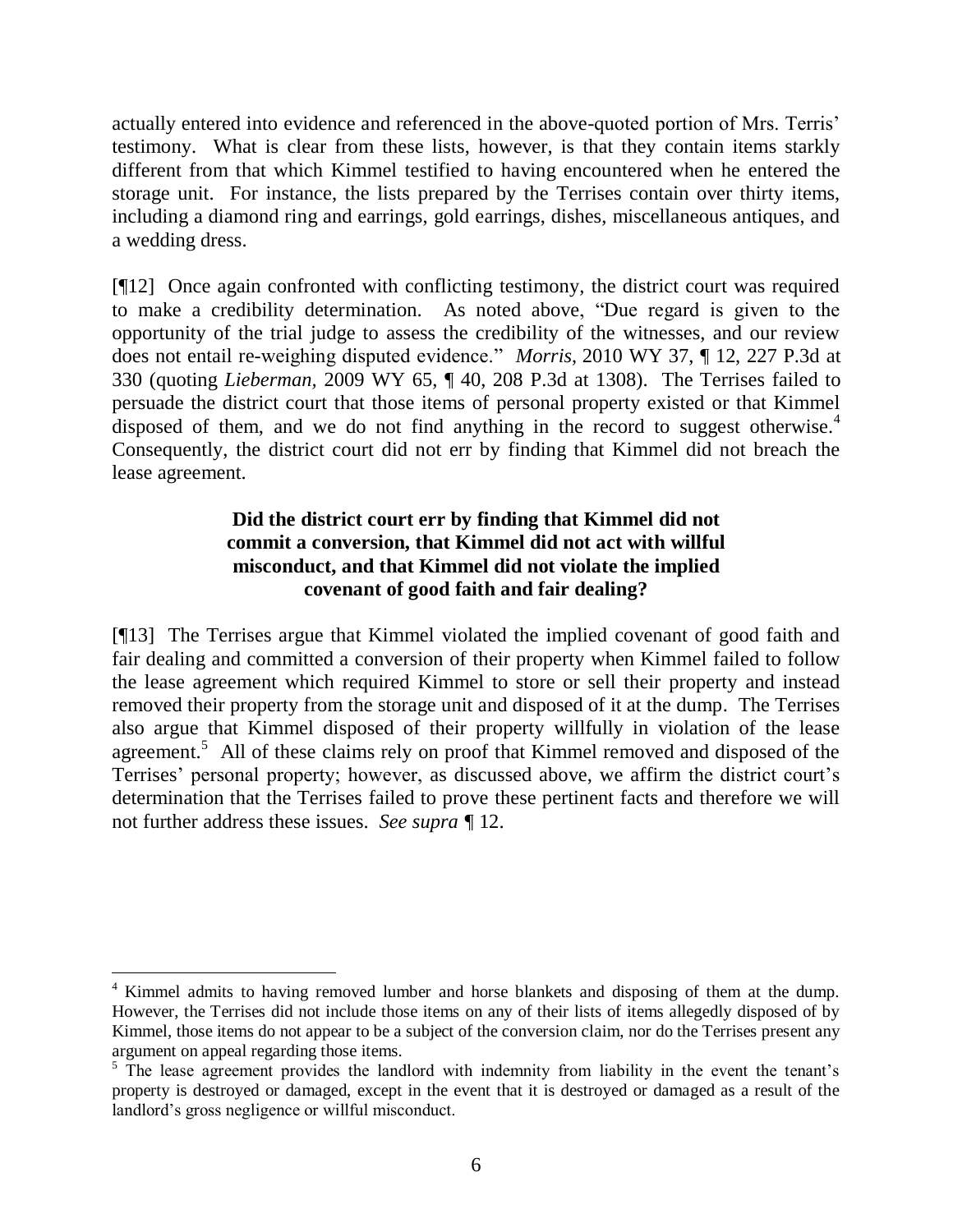actually entered into evidence and referenced in the above-quoted portion of Mrs. Terris' testimony. What is clear from these lists, however, is that they contain items starkly different from that which Kimmel testified to having encountered when he entered the storage unit. For instance, the lists prepared by the Terrises contain over thirty items, including a diamond ring and earrings, gold earrings, dishes, miscellaneous antiques, and a wedding dress.

[¶12] Once again confronted with conflicting testimony, the district court was required to make a credibility determination. As noted above, "Due regard is given to the opportunity of the trial judge to assess the credibility of the witnesses, and our review does not entail re-weighing disputed evidence." *Morris*, 2010 WY 37, ¶ 12, 227 P.3d at 330 (quoting *Lieberman*, 2009 WY 65, ¶ 40, 208 P.3d at 1308). The Terrises failed to persuade the district court that those items of personal property existed or that Kimmel disposed of them, and we do not find anything in the record to suggest otherwise.[4] Consequently, the district court did not err by finding that Kimmel did not breach the lease agreement.

**Did the district court err by finding that Kimmel did not commit a conversion, that Kimmel did not act with willful misconduct, and that Kimmel did not violate the implied covenant of good faith and fair dealing?**

[¶13] The Terrises argue that Kimmel violated the implied covenant of good faith and fair dealing and committed a conversion of their property when Kimmel failed to follow the lease agreement which required Kimmel to store or sell their property and instead removed their property from the storage unit and disposed of it at the dump. The Terrises also argue that Kimmel disposed of their property willfully in violation of the lease agreement.[5] All of these claims rely on proof that Kimmel removed and disposed of the Terrises' personal property; however, as discussed above, we affirm the district court's determination that the Terrises failed to prove these pertinent facts and therefore we will not further address these issues. *See supra* ¶ 12.

---

[4] Kimmel admits to having removed lumber and horse blankets and disposing of them at the dump. However, the Terrises did not include those items on any of their lists of items allegedly disposed of by Kimmel, those items do not appear to be a subject of the conversion claim, nor do the Terrises present any argument on appeal regarding those items.

[5] The lease agreement provides the landlord with indemnity from liability in the event the tenant's property is destroyed or damaged, except in the event that it is destroyed or damaged as a result of the landlord's gross negligence or willful misconduct.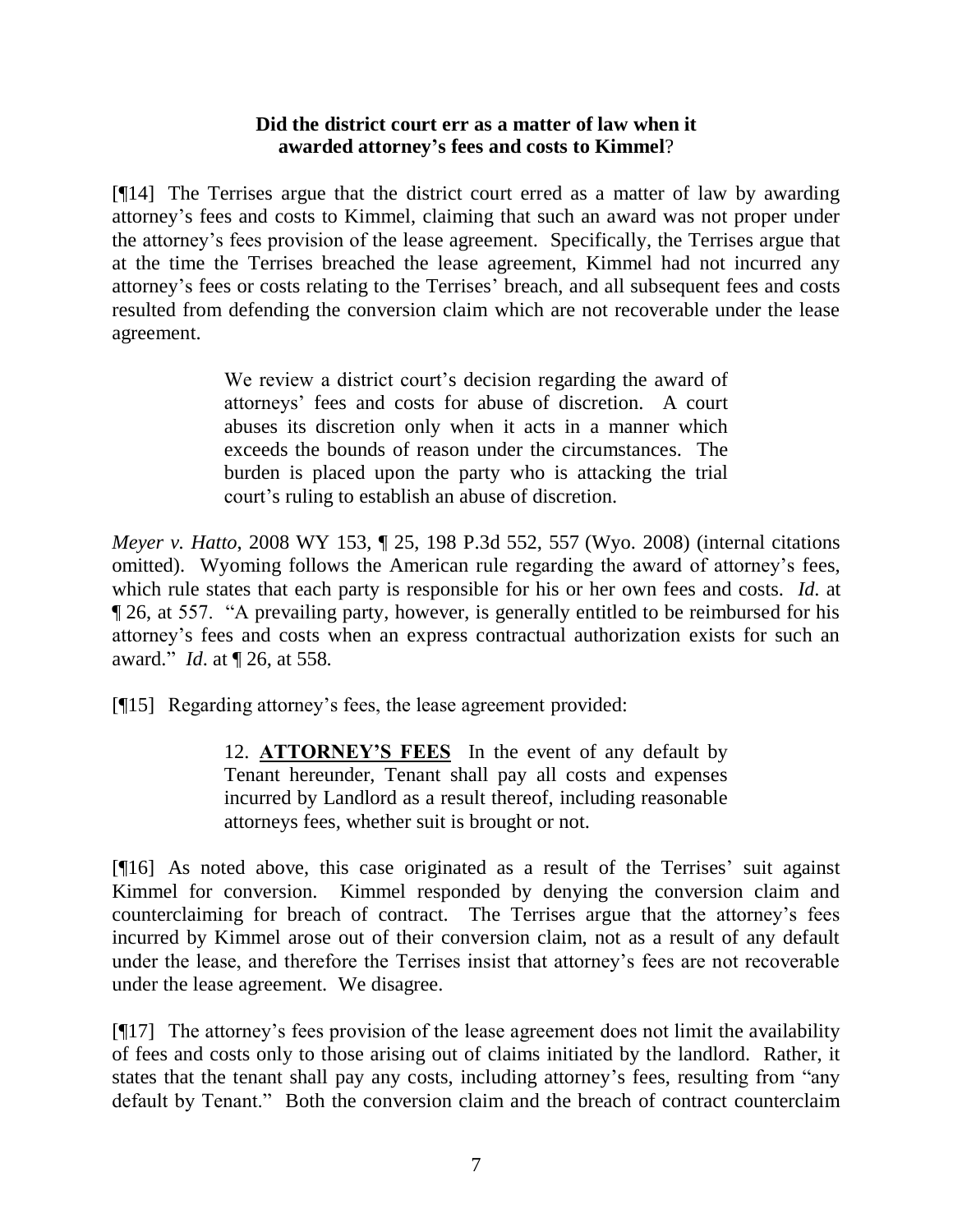**Did the district court err as a matter of law when it awarded attorney's fees and costs to Kimmel?**

[¶14] The Terrises argue that the district court erred as a matter of law by awarding attorney's fees and costs to Kimmel, claiming that such an award was not proper under the attorney's fees provision of the lease agreement. Specifically, the Terrises argue that at the time the Terrises breached the lease agreement, Kimmel had not incurred any attorney's fees or costs relating to the Terrises' breach, and all subsequent fees and costs resulted from defending the conversion claim which are not recoverable under the lease agreement.

> We review a district court's decision regarding the award of attorneys' fees and costs for abuse of discretion. A court abuses its discretion only when it acts in a manner which exceeds the bounds of reason under the circumstances. The burden is placed upon the party who is attacking the trial court's ruling to establish an abuse of discretion.

*Meyer v. Hatto*, 2008 WY 153, ¶ 25, 198 P.3d 552, 557 (Wyo. 2008) (internal citations omitted). Wyoming follows the American rule regarding the award of attorney's fees, which rule states that each party is responsible for his or her own fees and costs. *Id.* at ¶ 26, at 557. "A prevailing party, however, is generally entitled to be reimbursed for his attorney's fees and costs when an express contractual authorization exists for such an award." *Id*. at ¶ 26, at 558.

[¶15] Regarding attorney's fees, the lease agreement provided:

> 12. **ATTORNEY'S FEES** In the event of any default by Tenant hereunder, Tenant shall pay all costs and expenses incurred by Landlord as a result thereof, including reasonable attorneys fees, whether suit is brought or not.

[¶16] As noted above, this case originated as a result of the Terrises' suit against Kimmel for conversion. Kimmel responded by denying the conversion claim and counterclaiming for breach of contract. The Terrises argue that the attorney's fees incurred by Kimmel arose out of their conversion claim, not as a result of any default under the lease, and therefore the Terrises insist that attorney's fees are not recoverable under the lease agreement. We disagree.

[¶17] The attorney's fees provision of the lease agreement does not limit the availability of fees and costs only to those arising out of claims initiated by the landlord. Rather, it states that the tenant shall pay any costs, including attorney's fees, resulting from "any default by Tenant." Both the conversion claim and the breach of contract counterclaim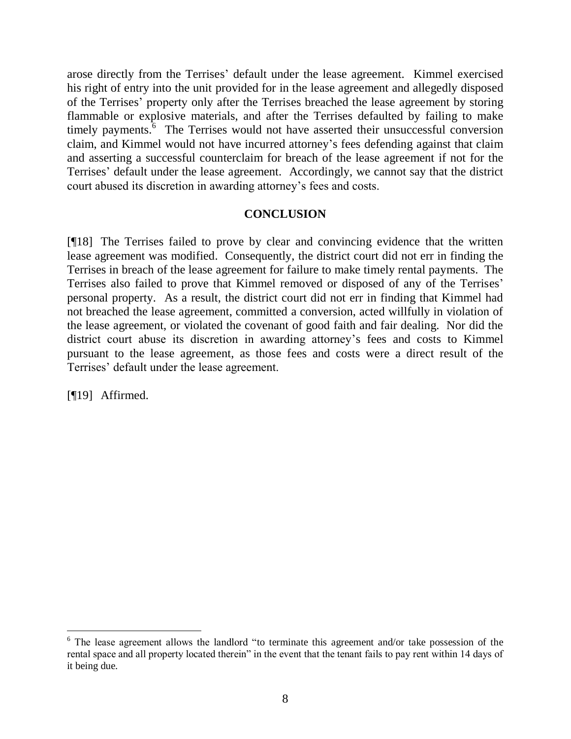arose directly from the Terrises' default under the lease agreement. Kimmel exercised his right of entry into the unit provided for in the lease agreement and allegedly disposed of the Terrises' property only after the Terrises breached the lease agreement by storing flammable or explosive materials, and after the Terrises defaulted by failing to make timely payments.[6] The Terrises would not have asserted their unsuccessful conversion claim, and Kimmel would not have incurred attorney's fees defending against that claim and asserting a successful counterclaim for breach of the lease agreement if not for the Terrises' default under the lease agreement. Accordingly, we cannot say that the district court abused its discretion in awarding attorney's fees and costs.

## CONCLUSION

[¶18] The Terrises failed to prove by clear and convincing evidence that the written lease agreement was modified. Consequently, the district court did not err in finding the Terrises in breach of the lease agreement for failure to make timely rental payments. The Terrises also failed to prove that Kimmel removed or disposed of any of the Terrises' personal property. As a result, the district court did not err in finding that Kimmel had not breached the lease agreement, committed a conversion, acted willfully in violation of the lease agreement, or violated the covenant of good faith and fair dealing. Nor did the district court abuse its discretion in awarding attorney's fees and costs to Kimmel pursuant to the lease agreement, as those fees and costs were a direct result of the Terrises' default under the lease agreement.

[¶19] Affirmed.

---

[6] The lease agreement allows the landlord "to terminate this agreement and/or take possession of the rental space and all property located therein" in the event that the tenant fails to pay rent within 14 days of it being due.